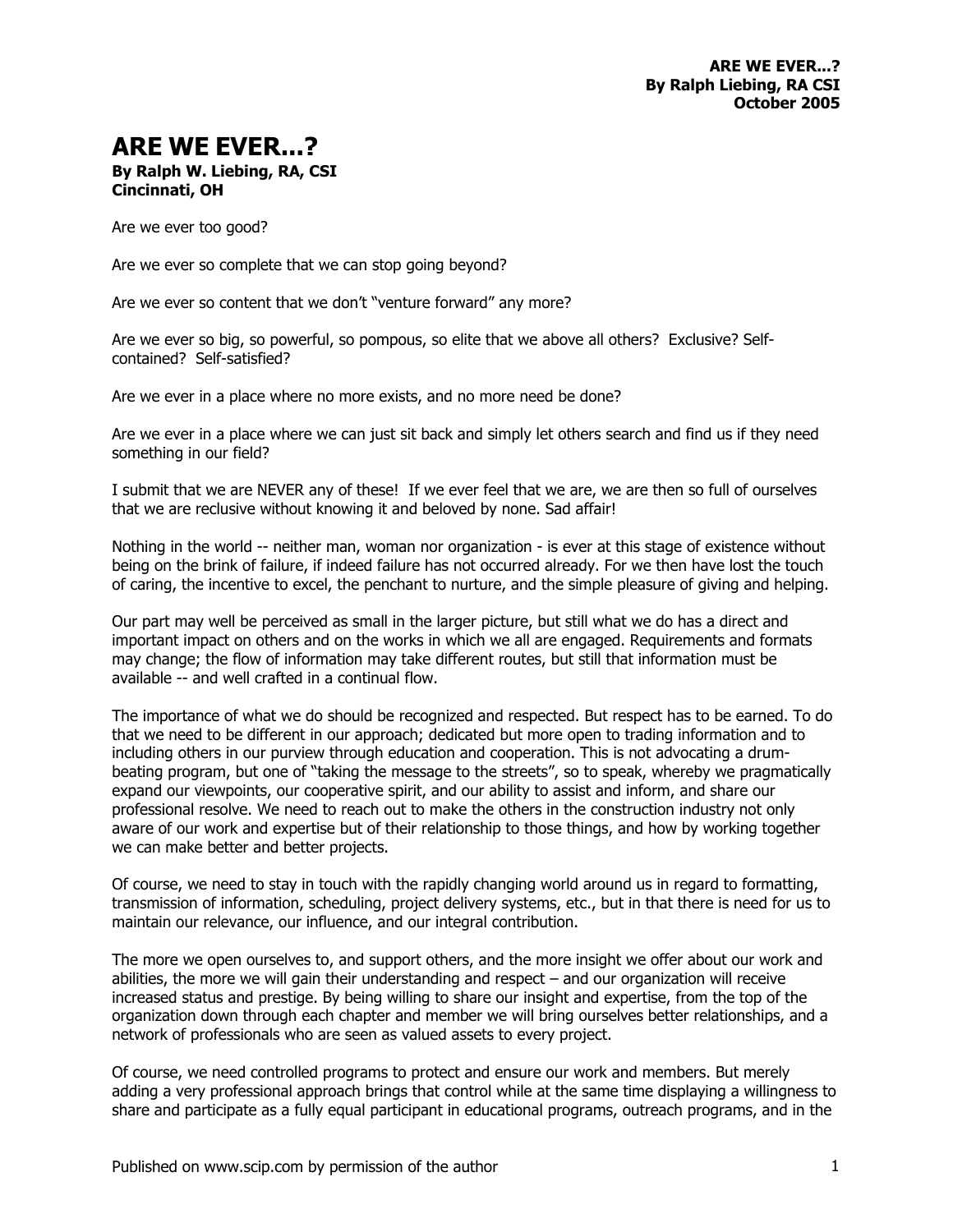# ARE WE EVER...?

**By Ralph W. Liebing, RA, CSI**
**Cincinnati, OH**

Are we ever too good?

Are we ever so complete that we can stop going beyond?

Are we ever so content that we don't "venture forward" any more?

Are we ever so big, so powerful, so pompous, so elite that we above all others? Exclusive? Self-contained? Self-satisfied?

Are we ever in a place where no more exists, and no more need be done?

Are we ever in a place where we can just sit back and simply let others search and find us if they need something in our field?

I submit that we are NEVER any of these! If we ever feel that we are, we are then so full of ourselves that we are reclusive without knowing it and beloved by none. Sad affair!

Nothing in the world -- neither man, woman nor organization - is ever at this stage of existence without being on the brink of failure, if indeed failure has not occurred already. For we then have lost the touch of caring, the incentive to excel, the penchant to nurture, and the simple pleasure of giving and helping.

Our part may well be perceived as small in the larger picture, but still what we do has a direct and important impact on others and on the works in which we all are engaged. Requirements and formats may change; the flow of information may take different routes, but still that information must be available -- and well crafted in a continual flow.

The importance of what we do should be recognized and respected. But respect has to be earned. To do that we need to be different in our approach; dedicated but more open to trading information and to including others in our purview through education and cooperation. This is not advocating a drum-beating program, but one of "taking the message to the streets", so to speak, whereby we pragmatically expand our viewpoints, our cooperative spirit, and our ability to assist and inform, and share our professional resolve. We need to reach out to make the others in the construction industry not only aware of our work and expertise but of their relationship to those things, and how by working together we can make better and better projects.

Of course, we need to stay in touch with the rapidly changing world around us in regard to formatting, transmission of information, scheduling, project delivery systems, etc., but in that there is need for us to maintain our relevance, our influence, and our integral contribution.

The more we open ourselves to, and support others, and the more insight we offer about our work and abilities, the more we will gain their understanding and respect – and our organization will receive increased status and prestige. By being willing to share our insight and expertise, from the top of the organization down through each chapter and member we will bring ourselves better relationships, and a network of professionals who are seen as valued assets to every project.

Of course, we need controlled programs to protect and ensure our work and members. But merely adding a very professional approach brings that control while at the same time displaying a willingness to share and participate as a fully equal participant in educational programs, outreach programs, and in the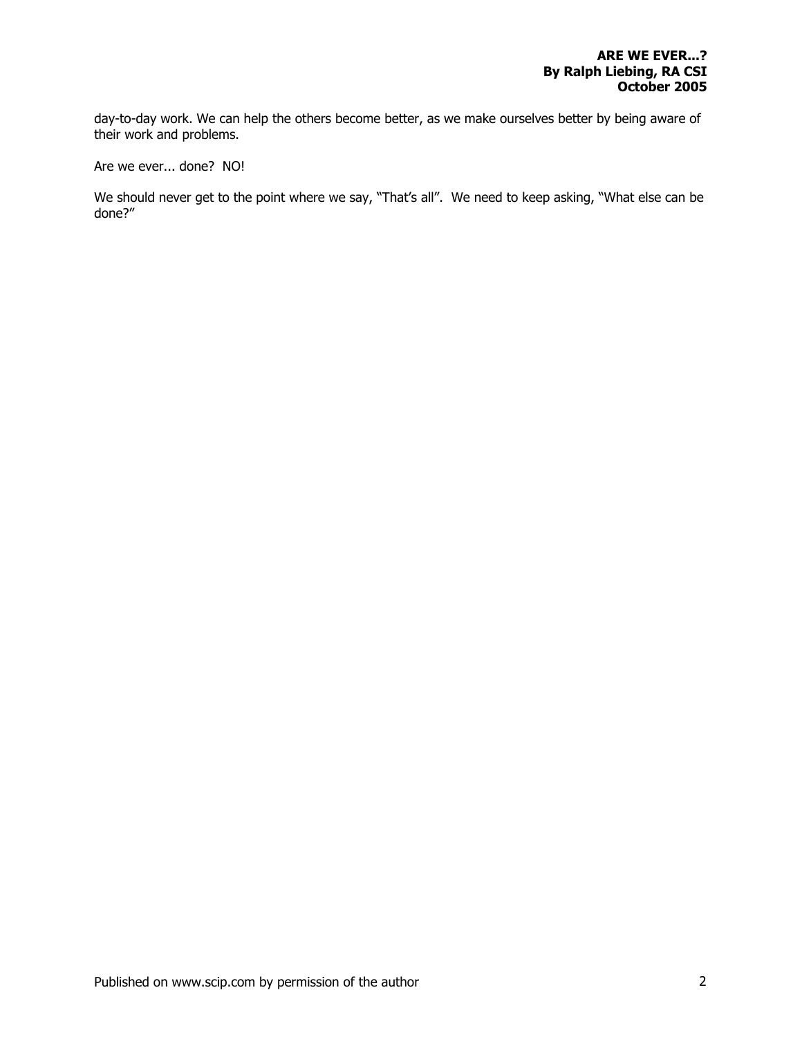day-to-day work. We can help the others become better, as we make ourselves better by being aware of their work and problems.

Are we ever... done? NO!

We should never get to the point where we say, "That's all". We need to keep asking, "What else can be done?"